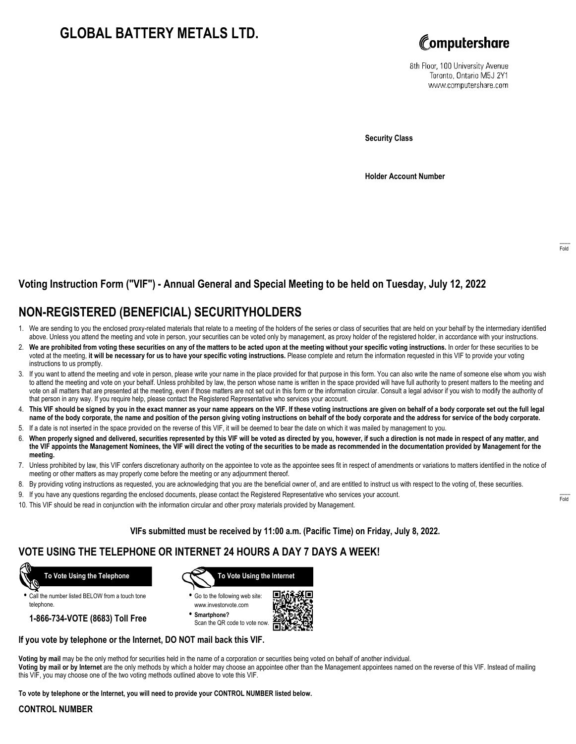# GLOBAL BATTERY METALS LTD.

Computershare

8th Floor, 100 University Avenue
Toronto, Ontario M5J 2Y1
www.computershare.com

**Security Class**

**Holder Account Number**

Fold

## Voting Instruction Form ("VIF") - Annual General and Special Meeting to be held on Tuesday, July 12, 2022

## NON-REGISTERED (BENEFICIAL) SECURITYHOLDERS

1. We are sending to you the enclosed proxy-related materials that relate to a meeting of the holders of the series or class of securities that are held on your behalf by the intermediary identified above. Unless you attend the meeting and vote in person, your securities can be voted only by management, as proxy holder of the registered holder, in accordance with your instructions.
2. **We are prohibited from voting these securities on any of the matters to be acted upon at the meeting without your specific voting instructions.** In order for these securities to be voted at the meeting, **it will be necessary for us to have your specific voting instructions.** Please complete and return the information requested in this VIF to provide your voting instructions to us promptly.
3. If you want to attend the meeting and vote in person, please write your name in the place provided for that purpose in this form. You can also write the name of someone else whom you wish to attend the meeting and vote on your behalf. Unless prohibited by law, the person whose name is written in the space provided will have full authority to present matters to the meeting and vote on all matters that are presented at the meeting, even if those matters are not set out in this form or the information circular. Consult a legal advisor if you wish to modify the authority of that person in any way. If you require help, please contact the Registered Representative who services your account.
4. **This VIF should be signed by you in the exact manner as your name appears on the VIF. If these voting instructions are given on behalf of a body corporate set out the full legal name of the body corporate, the name and position of the person giving voting instructions on behalf of the body corporate and the address for service of the body corporate.**
5. If a date is not inserted in the space provided on the reverse of this VIF, it will be deemed to bear the date on which it was mailed by management to you.
6. **When properly signed and delivered, securities represented by this VIF will be voted as directed by you, however, if such a direction is not made in respect of any matter, and the VIF appoints the Management Nominees, the VIF will direct the voting of the securities to be made as recommended in the documentation provided by Management for the meeting.**
7. Unless prohibited by law, this VIF confers discretionary authority on the appointee to vote as the appointee sees fit in respect of amendments or variations to matters identified in the notice of meeting or other matters as may properly come before the meeting or any adjournment thereof.
8. By providing voting instructions as requested, you are acknowledging that you are the beneficial owner of, and are entitled to instruct us with respect to the voting of, these securities.
9. If you have any questions regarding the enclosed documents, please contact the Registered Representative who services your account.
10. This VIF should be read in conjunction with the information circular and other proxy materials provided by Management.

Fold

**VIFs submitted must be received by 11:00 a.m. (Pacific Time) on Friday, July 8, 2022.**

## VOTE USING THE TELEPHONE OR INTERNET 24 HOURS A DAY 7 DAYS A WEEK!

**To Vote Using the Telephone**

- Call the number listed BELOW from a touch tone telephone.

**1-866-734-VOTE (8683) Toll Free**

**To Vote Using the Internet**

- Go to the following web site: www.investorvote.com
- **Smartphone?** Scan the QR code to vote now.

**If you vote by telephone or the Internet, DO NOT mail back this VIF.**

**Voting by mail** may be the only method for securities held in the name of a corporation or securities being voted on behalf of another individual.
**Voting by mail or by Internet** are the only methods by which a holder may choose an appointee other than the Management appointees named on the reverse of this VIF. Instead of mailing this VIF, you may choose one of the two voting methods outlined above to vote this VIF.

**To vote by telephone or the Internet, you will need to provide your CONTROL NUMBER listed below.**

**CONTROL NUMBER**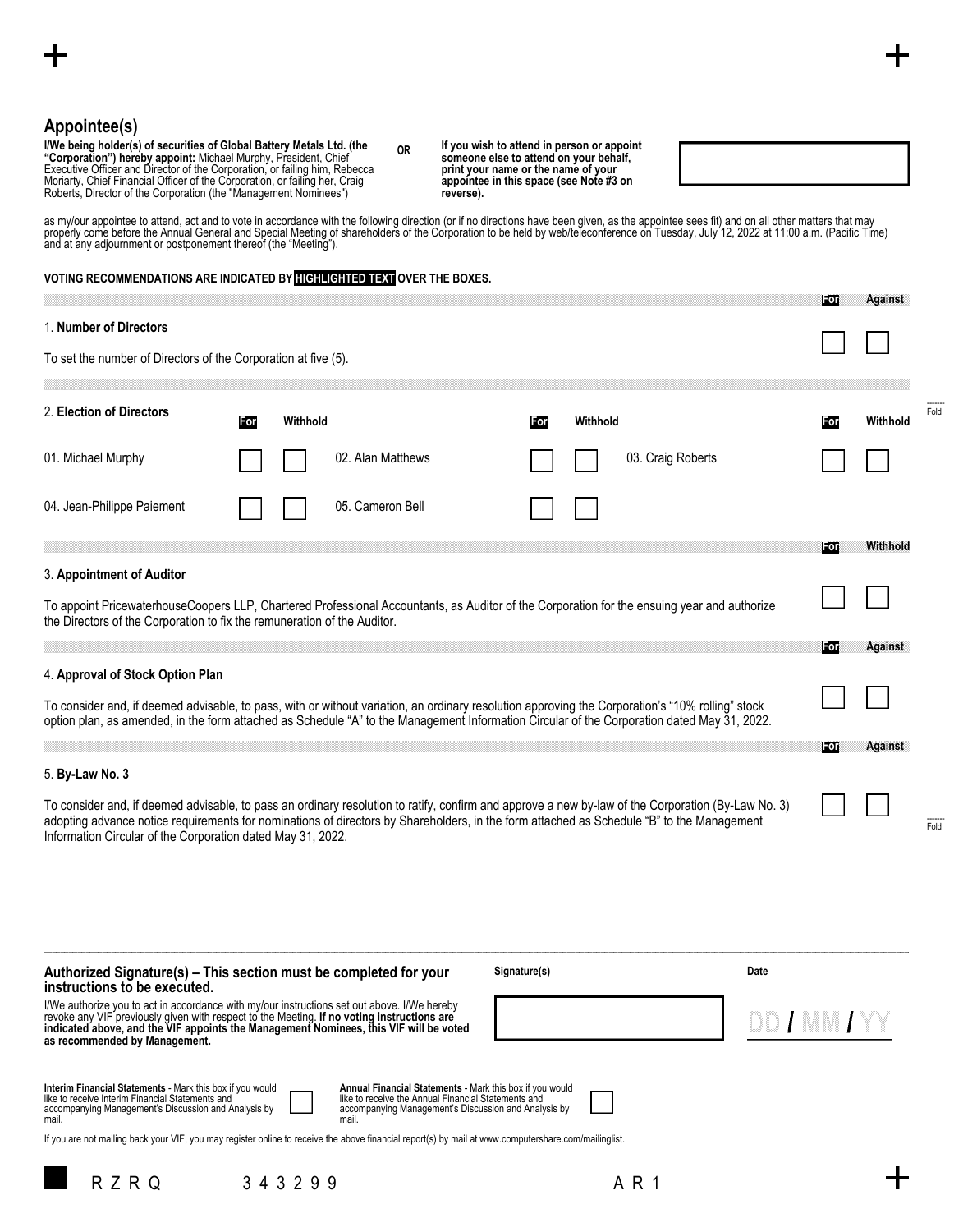## Appointee(s)

**I/We being holder(s) of securities of Global Battery Metals Ltd. (the "Corporation") hereby appoint:** Michael Murphy, President, Chief Executive Officer and Director of the Corporation, or failing him, Rebecca Moriarty, Chief Financial Officer of the Corporation, or failing her, Craig Roberts, Director of the Corporation (the "Management Nominees")

**OR**

**If you wish to attend in person or appoint someone else to attend on your behalf, print your name or the name of your appointee in this space (see Note #3 on reverse).**

as my/our appointee to attend, act and to vote in accordance with the following direction (or if no directions have been given, as the appointee sees fit) and on all other matters that may properly come before the Annual General and Special Meeting of shareholders of the Corporation to be held by web/teleconference on Tuesday, July 12, 2022 at 11:00 a.m. (Pacific Time) and at any adjournment or postponement thereof (the "Meeting").

**VOTING RECOMMENDATIONS ARE INDICATED BY HIGHLIGHTED TEXT OVER THE BOXES.**

| | For | Against |
|---|---|---|
| 1. **Number of Directors**<br>To set the number of Directors of the Corporation at five (5). | ☐ | ☐ |

2. **Election of Directors**

| | For | Withhold | | For | Withhold | | For | Withhold |
|---|---|---|---|---|---|---|---|---|
| 01. Michael Murphy | ☐ | ☐ | 02. Alan Matthews | ☐ | ☐ | 03. Craig Roberts | ☐ | ☐ |
| 04. Jean-Philippe Paiement | ☐ | ☐ | 05. Cameron Bell | ☐ | ☐ | | | |

| | For | Withhold |
|---|---|---|
| 3. **Appointment of Auditor**<br>To appoint PricewaterhouseCoopers LLP, Chartered Professional Accountants, as Auditor of the Corporation for the ensuing year and authorize the Directors of the Corporation to fix the remuneration of the Auditor. | ☐ | ☐ |

| | For | Against |
|---|---|---|
| 4. **Approval of Stock Option Plan**<br>To consider and, if deemed advisable, to pass, with or without variation, an ordinary resolution approving the Corporation's "10% rolling" stock option plan, as amended, in the form attached as Schedule "A" to the Management Information Circular of the Corporation dated May 31, 2022. | ☐ | ☐ |

| | For | Against |
|---|---|---|
| 5. **By-Law No. 3**<br>To consider and, if deemed advisable, to pass an ordinary resolution to ratify, confirm and approve a new by-law of the Corporation (By-Law No. 3) adopting advance notice requirements for nominations of directors by Shareholders, in the form attached as Schedule "B" to the Management Information Circular of the Corporation dated May 31, 2022. | ☐ | ☐ |

**Authorized Signature(s) – This section must be completed for your instructions to be executed.**

I/We authorize you to act in accordance with my/our instructions set out above. I/We hereby revoke any VIF previously given with respect to the Meeting. **If no voting instructions are indicated above, and the VIF appoints the Management Nominees, this VIF will be voted as recommended by Management.**

Signature(s)

Date

DD / MM / YY

**Interim Financial Statements** - Mark this box if you would like to receive Interim Financial Statements and accompanying Management's Discussion and Analysis by mail. ☐

**Annual Financial Statements** - Mark this box if you would like to receive the Annual Financial Statements and accompanying Management's Discussion and Analysis by mail. ☐

If you are not mailing back your VIF, you may register online to receive the above financial report(s) by mail at www.computershare.com/mailinglist.

R Z R Q 3 4 3 2 9 9 A R 1